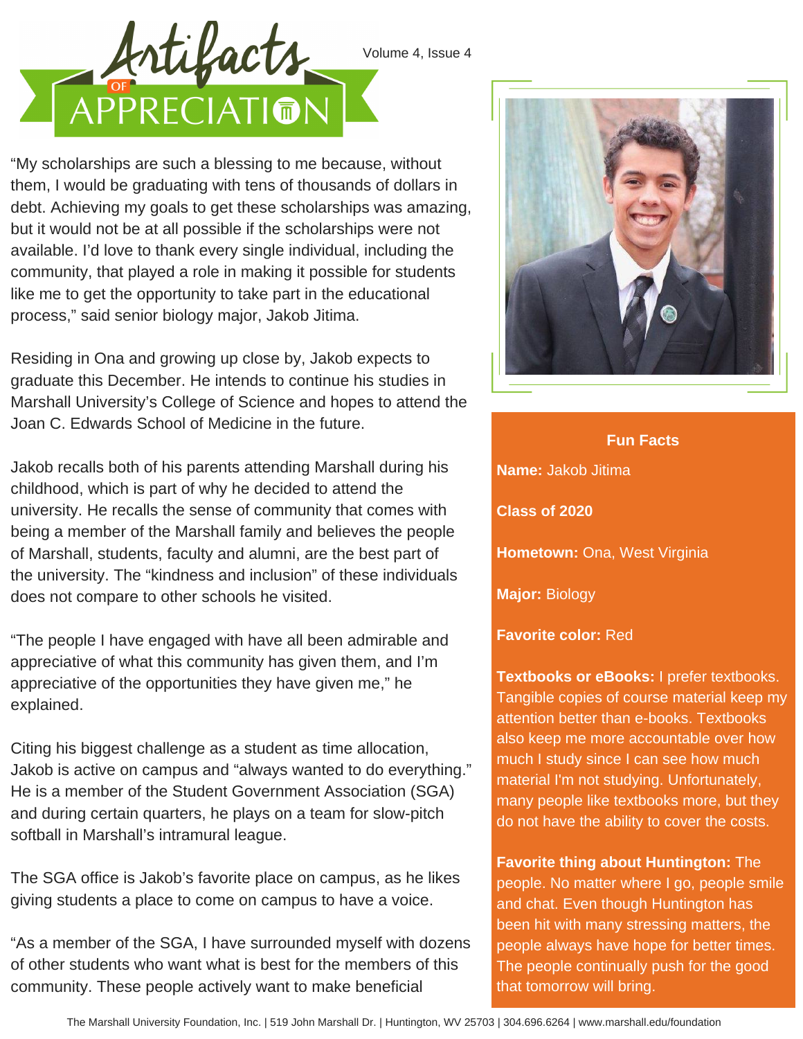# Artifacts of Appreciation

Volume 4, Issue 4

"My scholarships are such a blessing to me because, without them, I would be graduating with tens of thousands of dollars in debt. Achieving my goals to get these scholarships was amazing, but it would not be at all possible if the scholarships were not available. I'd love to thank every single individual, including the community, that played a role in making it possible for students like me to get the opportunity to take part in the educational process," said senior biology major, Jakob Jitima.

Residing in Ona and growing up close by, Jakob expects to graduate this December. He intends to continue his studies in Marshall University's College of Science and hopes to attend the Joan C. Edwards School of Medicine in the future.

Jakob recalls both of his parents attending Marshall during his childhood, which is part of why he decided to attend the university. He recalls the sense of community that comes with being a member of the Marshall family and believes the people of Marshall, students, faculty and alumni, are the best part of the university. The "kindness and inclusion" of these individuals does not compare to other schools he visited.

"The people I have engaged with have all been admirable and appreciative of what this community has given them, and I'm appreciative of the opportunities they have given me," he explained.

Citing his biggest challenge as a student as time allocation, Jakob is active on campus and "always wanted to do everything." He is a member of the Student Government Association (SGA) and during certain quarters, he plays on a team for slow-pitch softball in Marshall's intramural league.

The SGA office is Jakob's favorite place on campus, as he likes giving students a place to come on campus to have a voice.

"As a member of the SGA, I have surrounded myself with dozens of other students who want what is best for the members of this community. These people actively want to make beneficial

### Fun Facts

**Name:** Jakob Jitima

**Class of 2020**

**Hometown:** Ona, West Virginia

**Major:** Biology

**Favorite color:** Red

**Textbooks or eBooks:** I prefer textbooks. Tangible copies of course material keep my attention better than e-books. Textbooks also keep me more accountable over how much I study since I can see how much material I'm not studying. Unfortunately, many people like textbooks more, but they do not have the ability to cover the costs.

**Favorite thing about Huntington:** The people. No matter where I go, people smile and chat. Even though Huntington has been hit with many stressing matters, the people always have hope for better times. The people continually push for the good that tomorrow will bring.

The Marshall University Foundation, Inc. | 519 John Marshall Dr. | Huntington, WV 25703 | 304.696.6264 | www.marshall.edu/foundation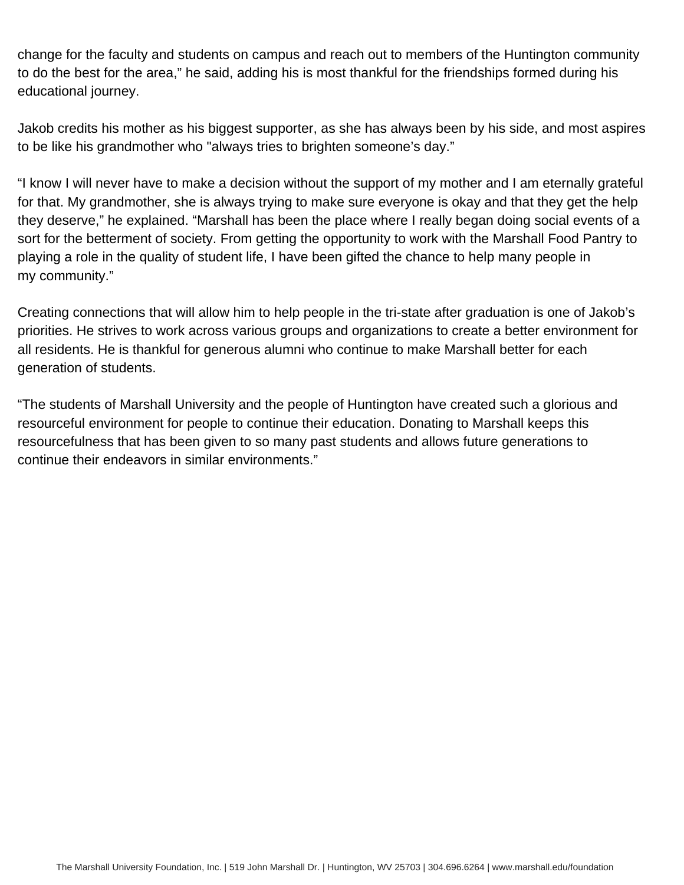change for the faculty and students on campus and reach out to members of the Huntington community to do the best for the area," he said, adding his is most thankful for the friendships formed during his educational journey.

Jakob credits his mother as his biggest supporter, as she has always been by his side, and most aspires to be like his grandmother who "always tries to brighten someone's day."

"I know I will never have to make a decision without the support of my mother and I am eternally grateful for that. My grandmother, she is always trying to make sure everyone is okay and that they get the help they deserve," he explained. "Marshall has been the place where I really began doing social events of a sort for the betterment of society. From getting the opportunity to work with the Marshall Food Pantry to playing a role in the quality of student life, I have been gifted the chance to help many people in my community."

Creating connections that will allow him to help people in the tri-state after graduation is one of Jakob's priorities. He strives to work across various groups and organizations to create a better environment for all residents. He is thankful for generous alumni who continue to make Marshall better for each generation of students.

"The students of Marshall University and the people of Huntington have created such a glorious and resourceful environment for people to continue their education. Donating to Marshall keeps this resourcefulness that has been given to so many past students and allows future generations to continue their endeavors in similar environments."